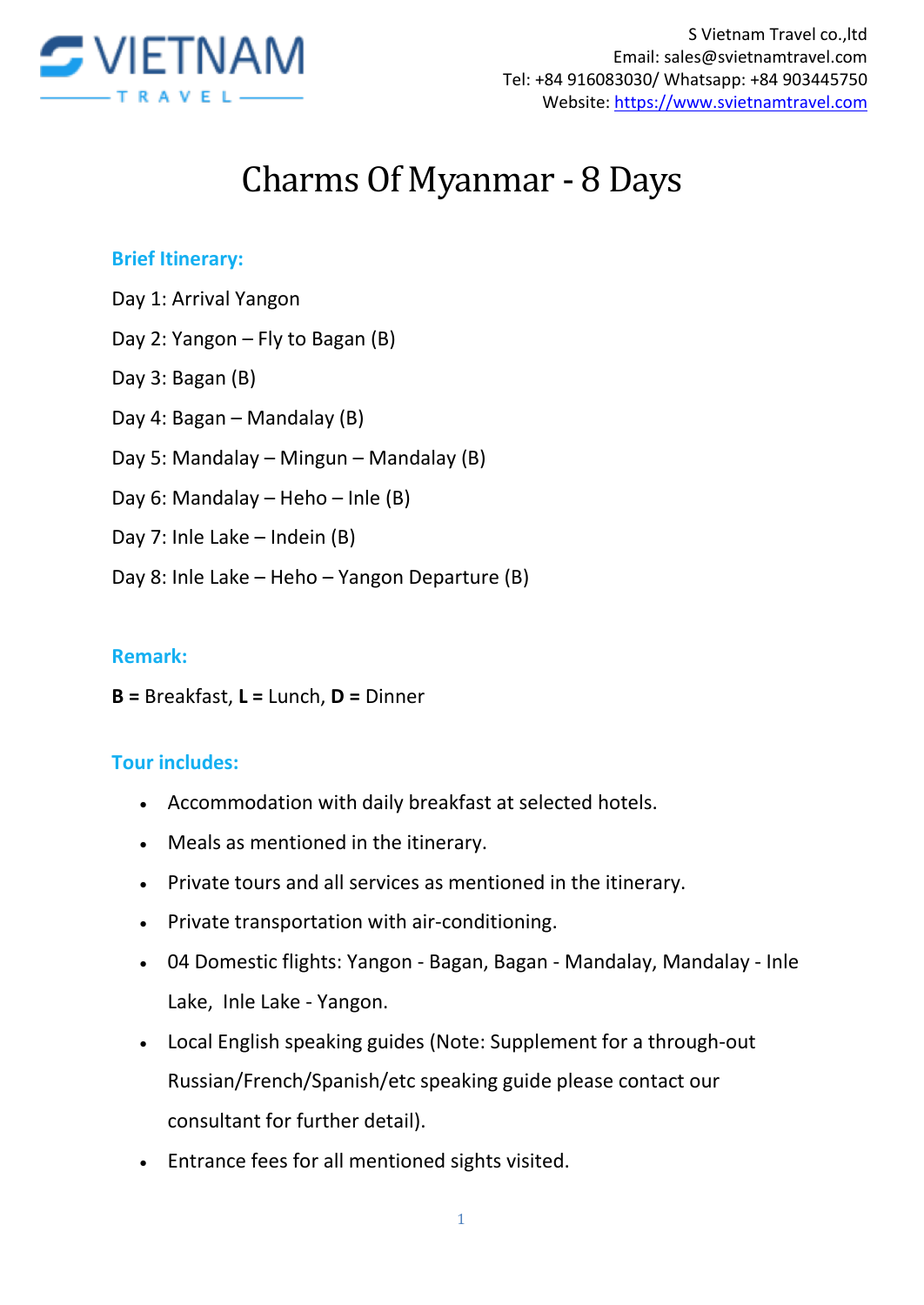S Vietnam Travel co.,ltd
Email: sales@svietnamtravel.com
Tel: +84 916083030/ Whatsapp: +84 903445750
Website: https://www.svietnamtravel.com

# Charms Of Myanmar - 8 Days

## Brief Itinerary:

Day 1: Arrival Yangon

Day 2: Yangon – Fly to Bagan (B)

Day 3: Bagan (B)

Day 4: Bagan – Mandalay (B)

Day 5: Mandalay – Mingun – Mandalay (B)

Day 6: Mandalay – Heho – Inle (B)

Day 7: Inle Lake – Indein (B)

Day 8: Inle Lake – Heho – Yangon Departure (B)

## Remark:

**B =** Breakfast, **L =** Lunch, **D =** Dinner

## Tour includes:

- Accommodation with daily breakfast at selected hotels.
- Meals as mentioned in the itinerary.
- Private tours and all services as mentioned in the itinerary.
- Private transportation with air-conditioning.
- 04 Domestic flights: Yangon - Bagan, Bagan - Mandalay, Mandalay - Inle Lake, Inle Lake - Yangon.
- Local English speaking guides (Note: Supplement for a through-out Russian/French/Spanish/etc speaking guide please contact our consultant for further detail).
- Entrance fees for all mentioned sights visited.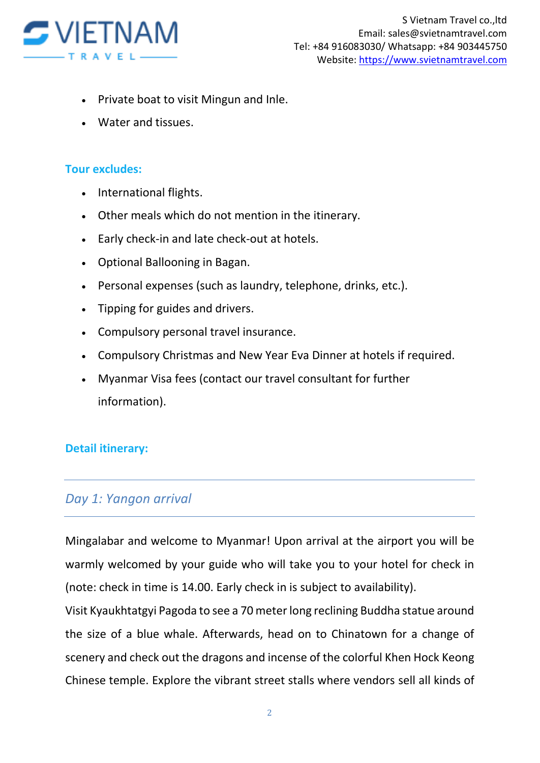- Private boat to visit Mingun and Inle.
- Water and tissues.

**Tour excludes:**

- International flights.
- Other meals which do not mention in the itinerary.
- Early check-in and late check-out at hotels.
- Optional Ballooning in Bagan.
- Personal expenses (such as laundry, telephone, drinks, etc.).
- Tipping for guides and drivers.
- Compulsory personal travel insurance.
- Compulsory Christmas and New Year Eva Dinner at hotels if required.
- Myanmar Visa fees (contact our travel consultant for further information).

**Detail itinerary:**

---

## *Day 1: Yangon arrival*

---

Mingalabar and welcome to Myanmar! Upon arrival at the airport you will be warmly welcomed by your guide who will take you to your hotel for check in (note: check in time is 14.00. Early check in is subject to availability).

Visit Kyaukhtatgyi Pagoda to see a 70 meter long reclining Buddha statue around the size of a blue whale. Afterwards, head on to Chinatown for a change of scenery and check out the dragons and incense of the colorful Khen Hock Keong Chinese temple. Explore the vibrant street stalls where vendors sell all kinds of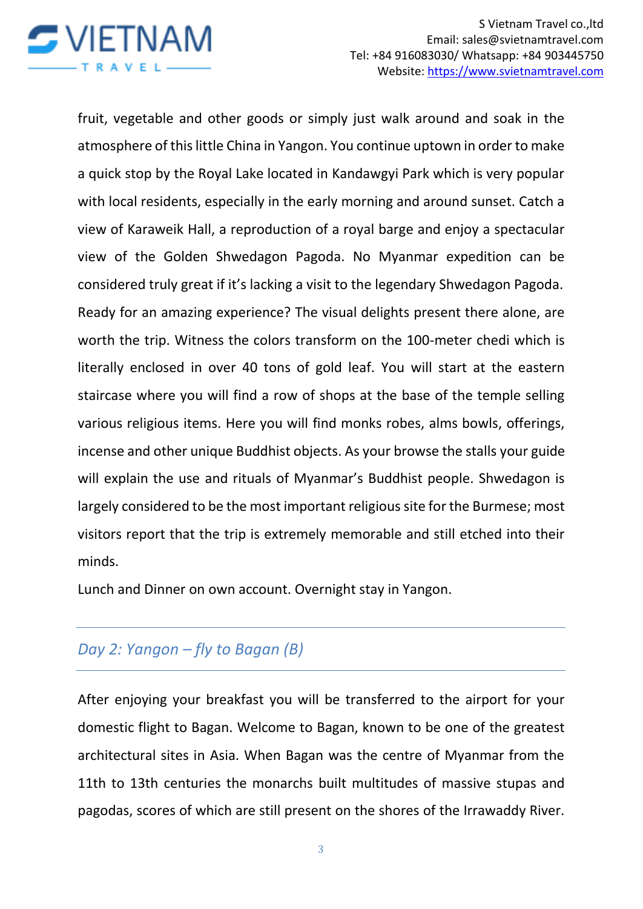fruit, vegetable and other goods or simply just walk around and soak in the atmosphere of this little China in Yangon. You continue uptown in order to make a quick stop by the Royal Lake located in Kandawgyi Park which is very popular with local residents, especially in the early morning and around sunset. Catch a view of Karaweik Hall, a reproduction of a royal barge and enjoy a spectacular view of the Golden Shwedagon Pagoda. No Myanmar expedition can be considered truly great if it's lacking a visit to the legendary Shwedagon Pagoda. Ready for an amazing experience? The visual delights present there alone, are worth the trip. Witness the colors transform on the 100-meter chedi which is literally enclosed in over 40 tons of gold leaf. You will start at the eastern staircase where you will find a row of shops at the base of the temple selling various religious items. Here you will find monks robes, alms bowls, offerings, incense and other unique Buddhist objects. As your browse the stalls your guide will explain the use and rituals of Myanmar's Buddhist people. Shwedagon is largely considered to be the most important religious site for the Burmese; most visitors report that the trip is extremely memorable and still etched into their minds.

Lunch and Dinner on own account. Overnight stay in Yangon.

## *Day 2: Yangon – fly to Bagan (B)*

After enjoying your breakfast you will be transferred to the airport for your domestic flight to Bagan. Welcome to Bagan, known to be one of the greatest architectural sites in Asia. When Bagan was the centre of Myanmar from the 11th to 13th centuries the monarchs built multitudes of massive stupas and pagodas, scores of which are still present on the shores of the Irrawaddy River.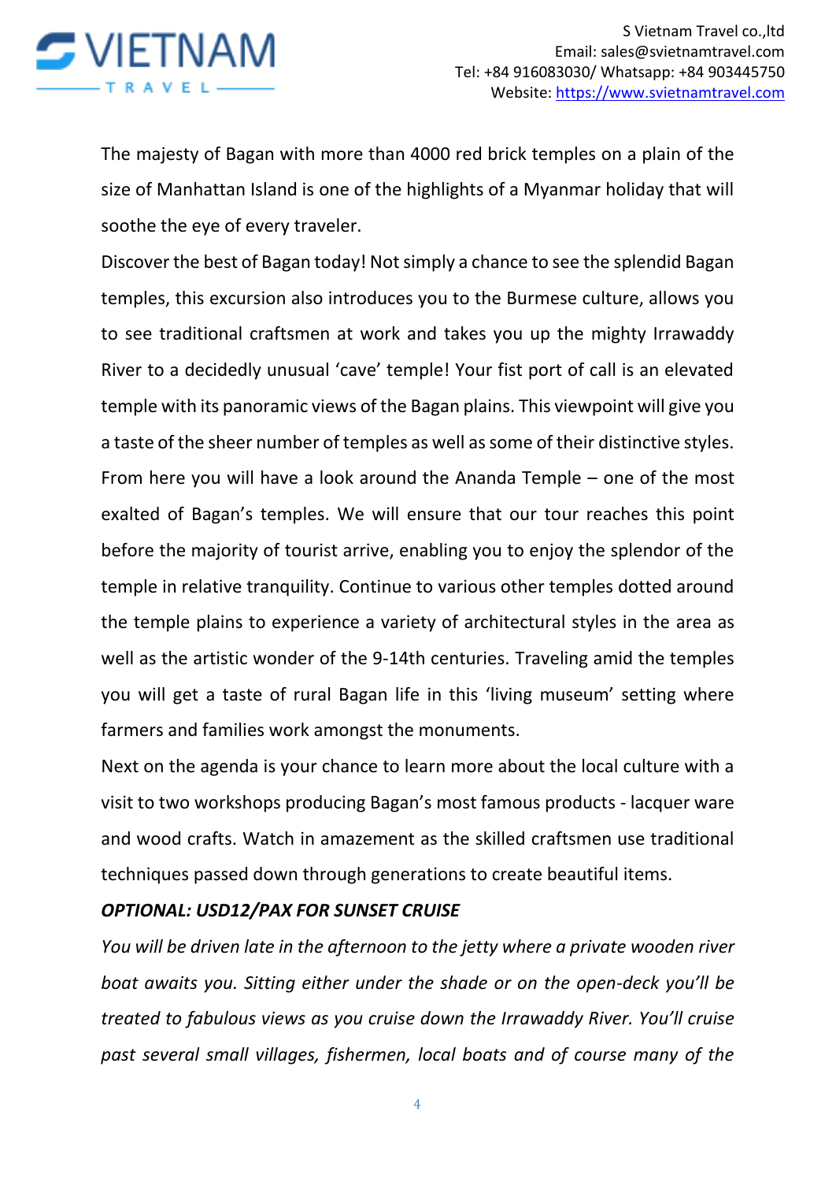The majesty of Bagan with more than 4000 red brick temples on a plain of the size of Manhattan Island is one of the highlights of a Myanmar holiday that will soothe the eye of every traveler.

Discover the best of Bagan today! Not simply a chance to see the splendid Bagan temples, this excursion also introduces you to the Burmese culture, allows you to see traditional craftsmen at work and takes you up the mighty Irrawaddy River to a decidedly unusual 'cave' temple! Your fist port of call is an elevated temple with its panoramic views of the Bagan plains. This viewpoint will give you a taste of the sheer number of temples as well as some of their distinctive styles. From here you will have a look around the Ananda Temple – one of the most exalted of Bagan's temples. We will ensure that our tour reaches this point before the majority of tourist arrive, enabling you to enjoy the splendor of the temple in relative tranquility. Continue to various other temples dotted around the temple plains to experience a variety of architectural styles in the area as well as the artistic wonder of the 9-14th centuries. Traveling amid the temples you will get a taste of rural Bagan life in this 'living museum' setting where farmers and families work amongst the monuments.

Next on the agenda is your chance to learn more about the local culture with a visit to two workshops producing Bagan's most famous products - lacquer ware and wood crafts. Watch in amazement as the skilled craftsmen use traditional techniques passed down through generations to create beautiful items.

***OPTIONAL: USD12/PAX FOR SUNSET CRUISE***

*You will be driven late in the afternoon to the jetty where a private wooden river boat awaits you. Sitting either under the shade or on the open-deck you'll be treated to fabulous views as you cruise down the Irrawaddy River. You'll cruise past several small villages, fishermen, local boats and of course many of the*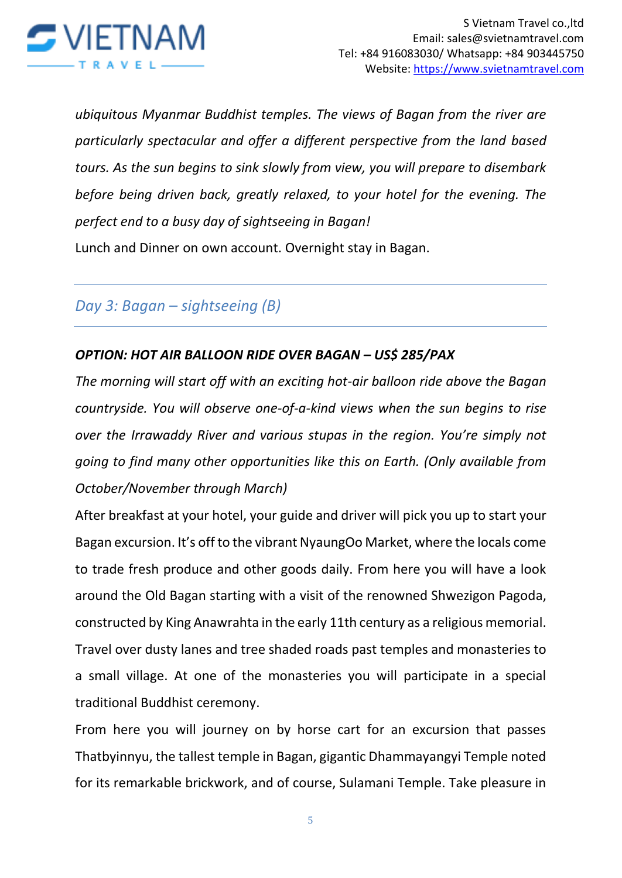*ubiquitous Myanmar Buddhist temples. The views of Bagan from the river are particularly spectacular and offer a different perspective from the land based tours. As the sun begins to sink slowly from view, you will prepare to disembark before being driven back, greatly relaxed, to your hotel for the evening. The perfect end to a busy day of sightseeing in Bagan!*

Lunch and Dinner on own account. Overnight stay in Bagan.

## *Day 3: Bagan – sightseeing (B)*

***OPTION: HOT AIR BALLOON RIDE OVER BAGAN – US$ 285/PAX***

*The morning will start off with an exciting hot-air balloon ride above the Bagan countryside. You will observe one-of-a-kind views when the sun begins to rise over the Irrawaddy River and various stupas in the region. You're simply not going to find many other opportunities like this on Earth. (Only available from October/November through March)*

After breakfast at your hotel, your guide and driver will pick you up to start your Bagan excursion. It's off to the vibrant NyaungOo Market, where the locals come to trade fresh produce and other goods daily. From here you will have a look around the Old Bagan starting with a visit of the renowned Shwezigon Pagoda, constructed by King Anawrahta in the early 11th century as a religious memorial. Travel over dusty lanes and tree shaded roads past temples and monasteries to a small village. At one of the monasteries you will participate in a special traditional Buddhist ceremony.

From here you will journey on by horse cart for an excursion that passes Thatbyinnyu, the tallest temple in Bagan, gigantic Dhammayangyi Temple noted for its remarkable brickwork, and of course, Sulamani Temple. Take pleasure in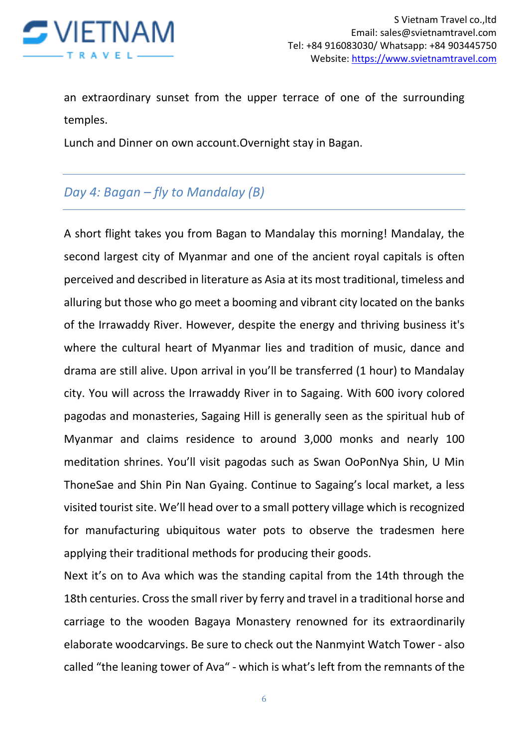an extraordinary sunset from the upper terrace of one of the surrounding temples.

Lunch and Dinner on own account.Overnight stay in Bagan.

## *Day 4: Bagan – fly to Mandalay (B)*

A short flight takes you from Bagan to Mandalay this morning! Mandalay, the second largest city of Myanmar and one of the ancient royal capitals is often perceived and described in literature as Asia at its most traditional, timeless and alluring but those who go meet a booming and vibrant city located on the banks of the Irrawaddy River. However, despite the energy and thriving business it's where the cultural heart of Myanmar lies and tradition of music, dance and drama are still alive. Upon arrival in you'll be transferred (1 hour) to Mandalay city. You will across the Irrawaddy River in to Sagaing. With 600 ivory colored pagodas and monasteries, Sagaing Hill is generally seen as the spiritual hub of Myanmar and claims residence to around 3,000 monks and nearly 100 meditation shrines. You'll visit pagodas such as Swan OoPonNya Shin, U Min ThoneSae and Shin Pin Nan Gyaing. Continue to Sagaing's local market, a less visited tourist site. We'll head over to a small pottery village which is recognized for manufacturing ubiquitous water pots to observe the tradesmen here applying their traditional methods for producing their goods.

Next it's on to Ava which was the standing capital from the 14th through the 18th centuries. Cross the small river by ferry and travel in a traditional horse and carriage to the wooden Bagaya Monastery renowned for its extraordinarily elaborate woodcarvings. Be sure to check out the Nanmyint Watch Tower - also called "the leaning tower of Ava" - which is what's left from the remnants of the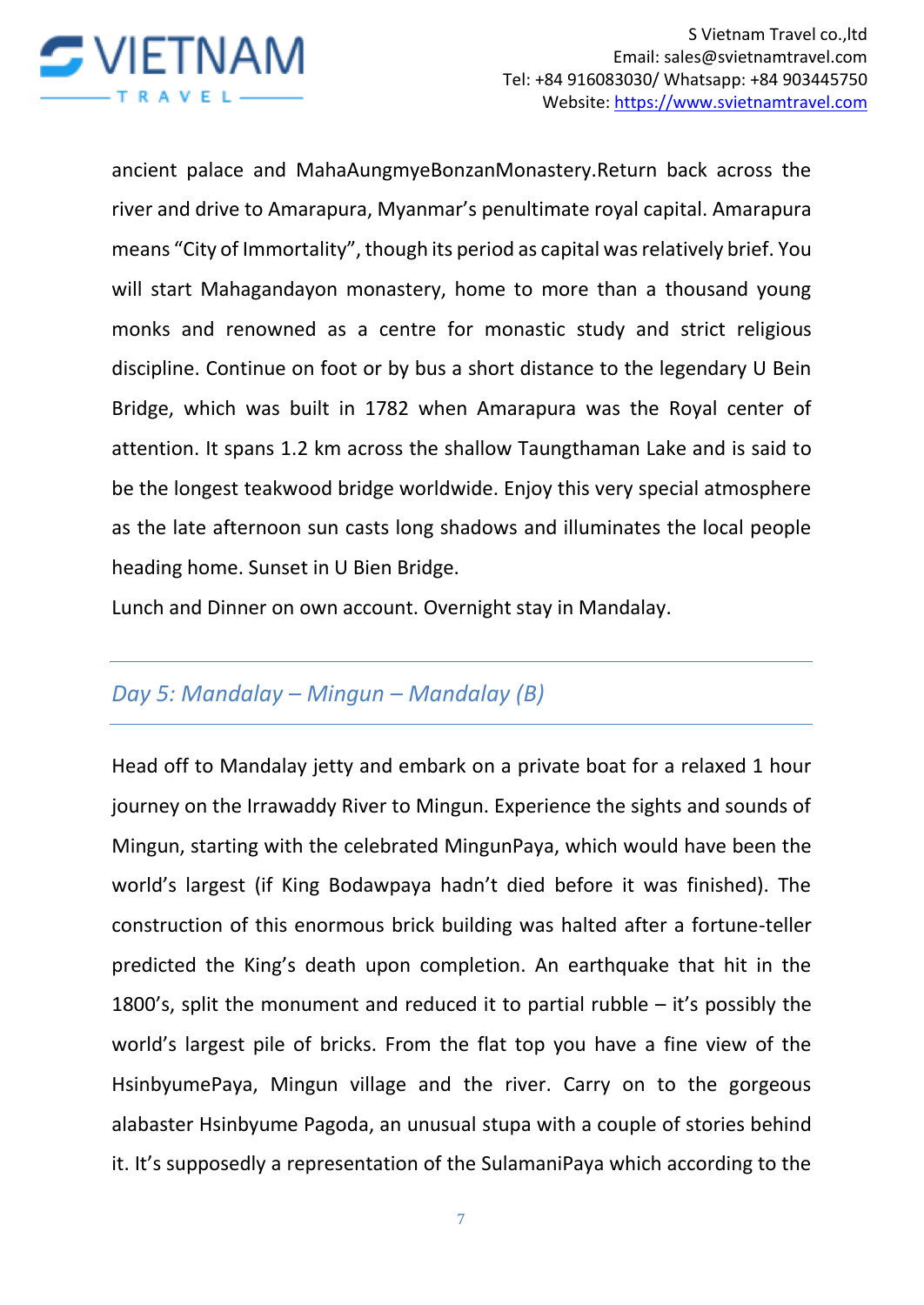ancient palace and MahaAungmyeBonzanMonastery.Return back across the river and drive to Amarapura, Myanmar's penultimate royal capital. Amarapura means "City of Immortality", though its period as capital was relatively brief. You will start Mahagandayon monastery, home to more than a thousand young monks and renowned as a centre for monastic study and strict religious discipline. Continue on foot or by bus a short distance to the legendary U Bein Bridge, which was built in 1782 when Amarapura was the Royal center of attention. It spans 1.2 km across the shallow Taungthaman Lake and is said to be the longest teakwood bridge worldwide. Enjoy this very special atmosphere as the late afternoon sun casts long shadows and illuminates the local people heading home. Sunset in U Bien Bridge.

Lunch and Dinner on own account. Overnight stay in Mandalay.

## *Day 5: Mandalay – Mingun – Mandalay (B)*

Head off to Mandalay jetty and embark on a private boat for a relaxed 1 hour journey on the Irrawaddy River to Mingun. Experience the sights and sounds of Mingun, starting with the celebrated MingunPaya, which would have been the world's largest (if King Bodawpaya hadn't died before it was finished). The construction of this enormous brick building was halted after a fortune-teller predicted the King's death upon completion. An earthquake that hit in the 1800's, split the monument and reduced it to partial rubble – it's possibly the world's largest pile of bricks. From the flat top you have a fine view of the HsinbyumePaya, Mingun village and the river. Carry on to the gorgeous alabaster Hsinbyume Pagoda, an unusual stupa with a couple of stories behind it. It's supposedly a representation of the SulamaniPaya which according to the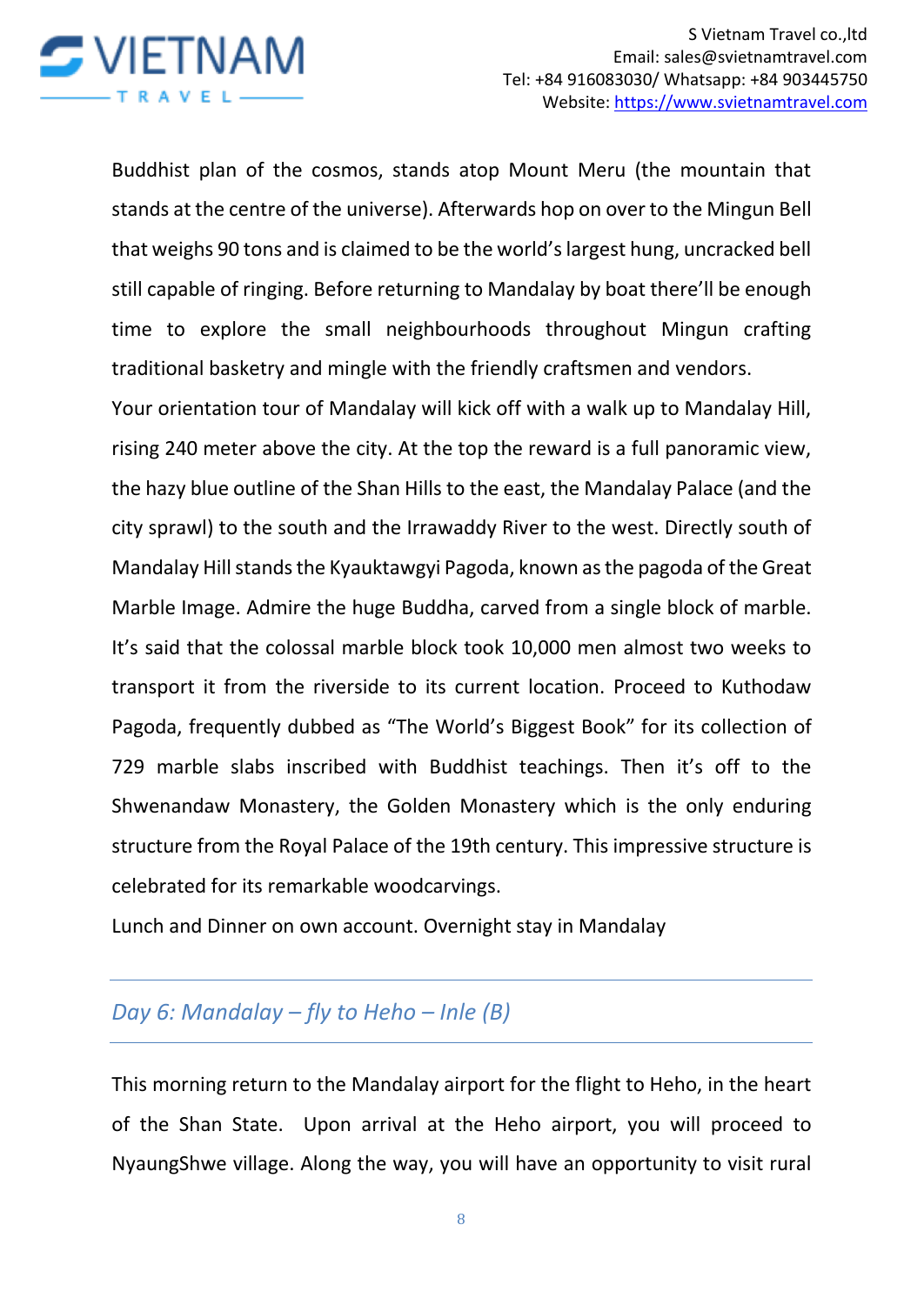Buddhist plan of the cosmos, stands atop Mount Meru (the mountain that stands at the centre of the universe). Afterwards hop on over to the Mingun Bell that weighs 90 tons and is claimed to be the world's largest hung, uncracked bell still capable of ringing. Before returning to Mandalay by boat there'll be enough time to explore the small neighbourhoods throughout Mingun crafting traditional basketry and mingle with the friendly craftsmen and vendors.

Your orientation tour of Mandalay will kick off with a walk up to Mandalay Hill, rising 240 meter above the city. At the top the reward is a full panoramic view, the hazy blue outline of the Shan Hills to the east, the Mandalay Palace (and the city sprawl) to the south and the Irrawaddy River to the west. Directly south of Mandalay Hill stands the Kyauktawgyi Pagoda, known as the pagoda of the Great Marble Image. Admire the huge Buddha, carved from a single block of marble. It's said that the colossal marble block took 10,000 men almost two weeks to transport it from the riverside to its current location. Proceed to Kuthodaw Pagoda, frequently dubbed as "The World's Biggest Book" for its collection of 729 marble slabs inscribed with Buddhist teachings. Then it's off to the Shwenandaw Monastery, the Golden Monastery which is the only enduring structure from the Royal Palace of the 19th century. This impressive structure is celebrated for its remarkable woodcarvings.

Lunch and Dinner on own account. Overnight stay in Mandalay

## *Day 6: Mandalay – fly to Heho – Inle (B)*

This morning return to the Mandalay airport for the flight to Heho, in the heart of the Shan State.  Upon arrival at the Heho airport, you will proceed to NyaungShwe village. Along the way, you will have an opportunity to visit rural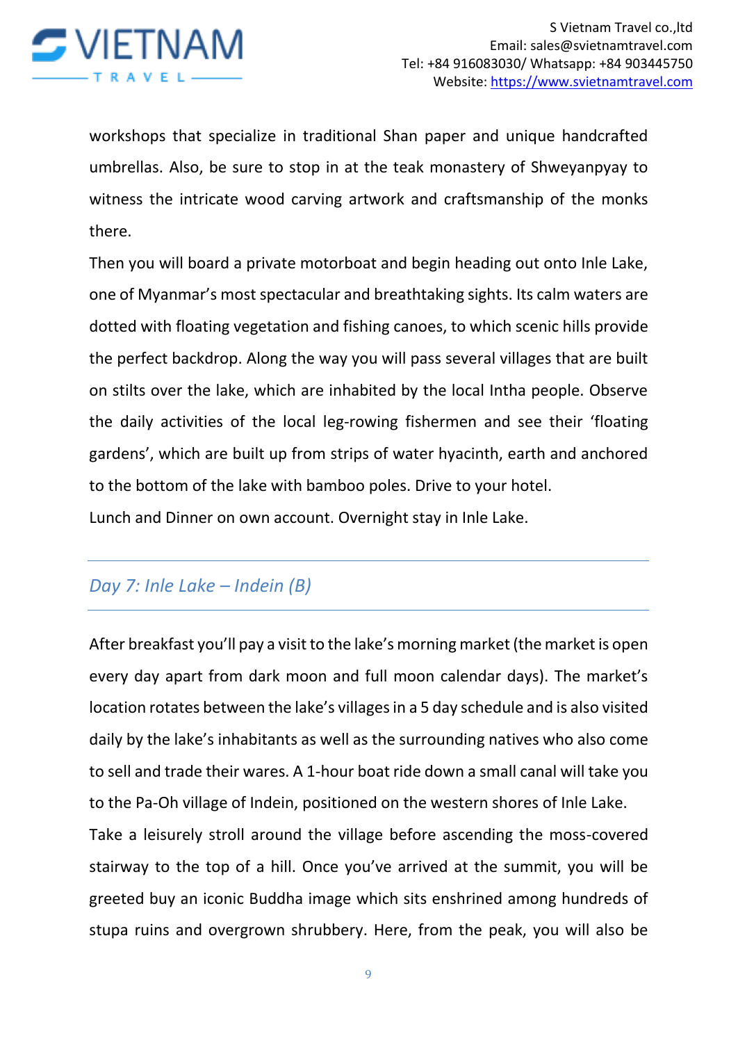workshops that specialize in traditional Shan paper and unique handcrafted umbrellas. Also, be sure to stop in at the teak monastery of Shweyanpyay to witness the intricate wood carving artwork and craftsmanship of the monks there.

Then you will board a private motorboat and begin heading out onto Inle Lake, one of Myanmar's most spectacular and breathtaking sights. Its calm waters are dotted with floating vegetation and fishing canoes, to which scenic hills provide the perfect backdrop. Along the way you will pass several villages that are built on stilts over the lake, which are inhabited by the local Intha people. Observe the daily activities of the local leg-rowing fishermen and see their 'floating gardens', which are built up from strips of water hyacinth, earth and anchored to the bottom of the lake with bamboo poles. Drive to your hotel.

Lunch and Dinner on own account. Overnight stay in Inle Lake.

## *Day 7: Inle Lake – Indein (B)*

After breakfast you'll pay a visit to the lake's morning market (the market is open every day apart from dark moon and full moon calendar days). The market's location rotates between the lake's villages in a 5 day schedule and is also visited daily by the lake's inhabitants as well as the surrounding natives who also come to sell and trade their wares. A 1-hour boat ride down a small canal will take you to the Pa-Oh village of Indein, positioned on the western shores of Inle Lake.

Take a leisurely stroll around the village before ascending the moss-covered stairway to the top of a hill. Once you've arrived at the summit, you will be greeted buy an iconic Buddha image which sits enshrined among hundreds of stupa ruins and overgrown shrubbery. Here, from the peak, you will also be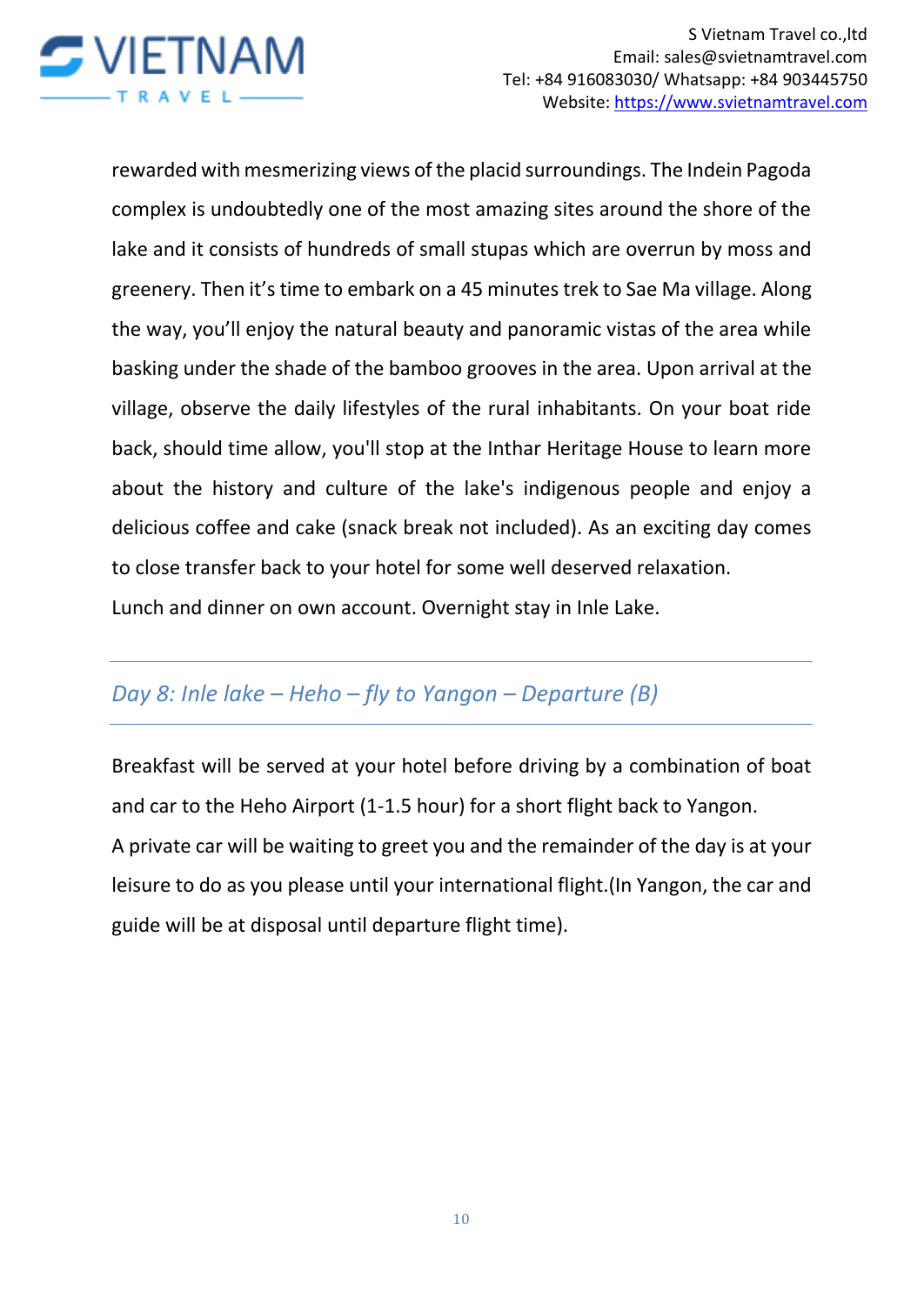rewarded with mesmerizing views of the placid surroundings. The Indein Pagoda complex is undoubtedly one of the most amazing sites around the shore of the lake and it consists of hundreds of small stupas which are overrun by moss and greenery. Then it's time to embark on a 45 minutes trek to Sae Ma village. Along the way, you'll enjoy the natural beauty and panoramic vistas of the area while basking under the shade of the bamboo grooves in the area. Upon arrival at the village, observe the daily lifestyles of the rural inhabitants. On your boat ride back, should time allow, you'll stop at the Inthar Heritage House to learn more about the history and culture of the lake's indigenous people and enjoy a delicious coffee and cake (snack break not included). As an exciting day comes to close transfer back to your hotel for some well deserved relaxation.
Lunch and dinner on own account. Overnight stay in Inle Lake.

## *Day 8: Inle lake – Heho – fly to Yangon – Departure (B)*

Breakfast will be served at your hotel before driving by a combination of boat and car to the Heho Airport (1-1.5 hour) for a short flight back to Yangon.
A private car will be waiting to greet you and the remainder of the day is at your leisure to do as you please until your international flight.(In Yangon, the car and guide will be at disposal until departure flight time).